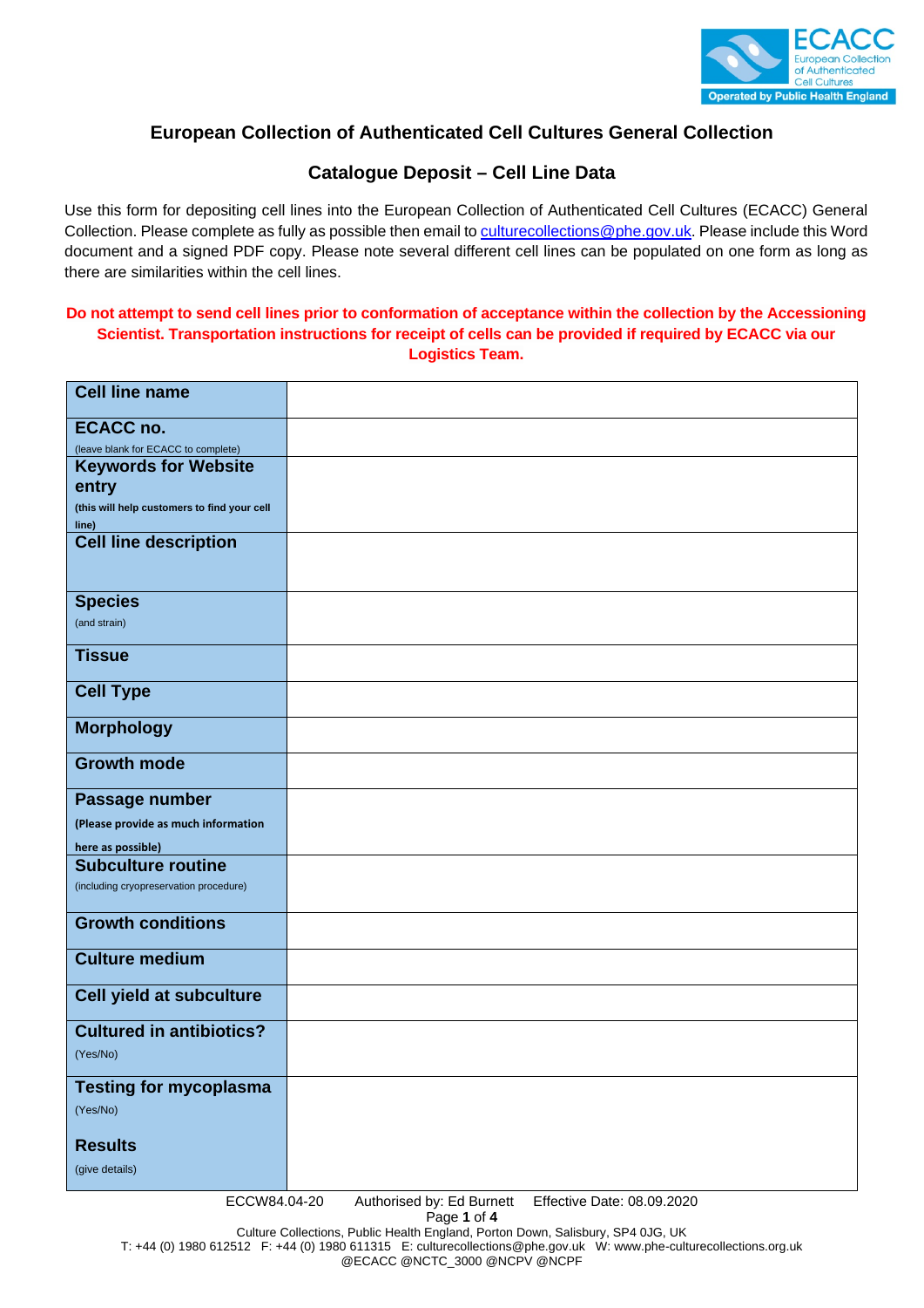## European Collection of Authenticated Cell Cultures General Collection

## Catalogue Deposit – Cell Line Data

Use this form for depositing cell lines into the European Collection of Authenticated Cell Cultures (ECACC) General Collection. Please complete as fully as possible then email to culturecollections@phe.gov.uk. Please include this Word document and a signed PDF copy. Please note several different cell lines can be populated on one form as long as there are similarities within the cell lines.

**Do not attempt to send cell lines prior to conformation of acceptance within the collection by the Accessioning Scientist. Transportation instructions for receipt of cells can be provided if required by ECACC via our Logistics Team.**

| | |
|---|---|
| **Cell line name** | |
| **ECACC no.** (leave blank for ECACC to complete) | |
| **Keywords for Website entry** **(this will help customers to find your cell line)** | |
| **Cell line description** | |
| **Species** (and strain) | |
| **Tissue** | |
| **Cell Type** | |
| **Morphology** | |
| **Growth mode** | |
| **Passage number** **(Please provide as much information here as possible)** | |
| **Subculture routine** (including cryopreservation procedure) | |
| **Growth conditions** | |
| **Culture medium** | |
| **Cell yield at subculture** | |
| **Cultured in antibiotics?** (Yes/No) | |
| **Testing for mycoplasma** (Yes/No) **Results** (give details) | |

ECCW84.04-20 Authorised by: Ed Burnett Effective Date: 08.09.2020

Culture Collections, Public Health England, Porton Down, Salisbury, SP4 0JG, UK
T: +44 (0) 1980 612512 F: +44 (0) 1980 611315 E: culturecollections@phe.gov.uk W: www.phe-culturecollections.org.uk
@ECACC @NCTC_3000 @NCPV @NCPF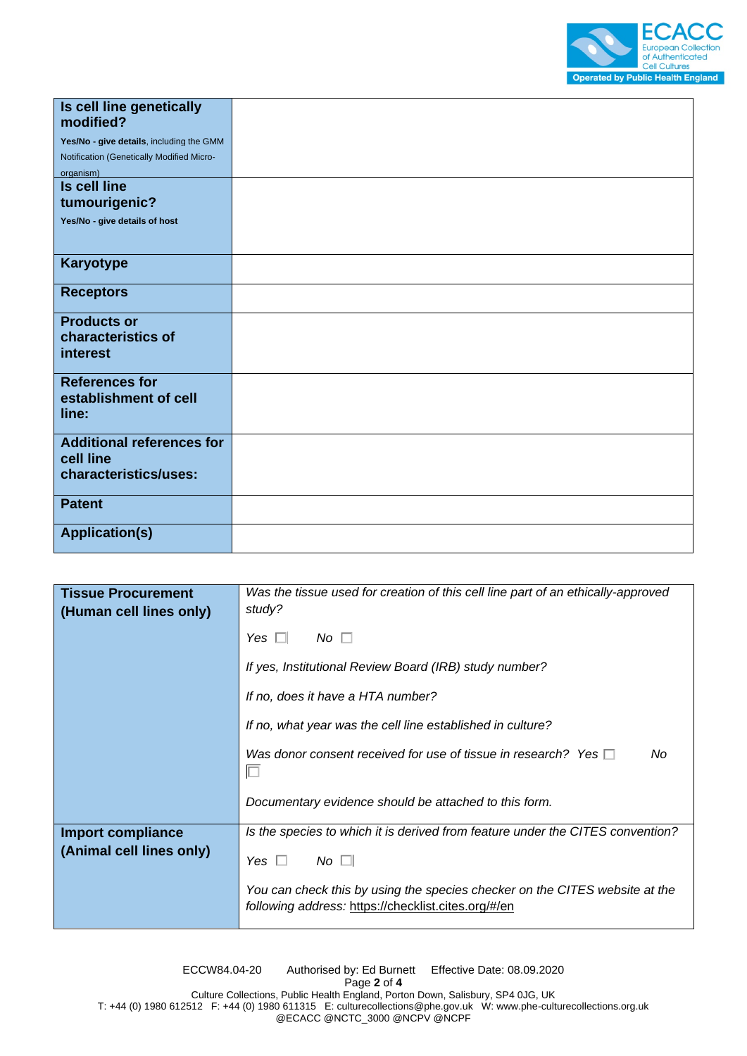| | |
|---|---|
| **Is cell line genetically modified?** **Yes/No - give details**, including the GMM Notification (Genetically Modified Micro-organism) | |
| **Is cell line tumourigenic?** **Yes/No - give details of host** | |
| **Karyotype** | |
| **Receptors** | |
| **Products or characteristics of interest** | |
| **References for establishment of cell line:** | |
| **Additional references for cell line characteristics/uses:** | |
| **Patent** | |
| **Application(s)** | |

| | |
|---|---|
| **Tissue Procurement (Human cell lines only)** | *Was the tissue used for creation of this cell line part of an ethically-approved study?* <br><br> *Yes* ☐ *No* ☐ <br><br> *If yes, Institutional Review Board (IRB) study number?* <br><br> *If no, does it have a HTA number?* <br><br> *If no, what year was the cell line established in culture?* <br><br> *Was donor consent received for use of tissue in research? Yes* ☐ *No* ☐ <br><br> *Documentary evidence should be attached to this form.* |
| **Import compliance (Animal cell lines only)** | *Is the species to which it is derived from feature under the CITES convention?* <br><br> *Yes* ☐ *No* ☐ <br><br> *You can check this by using the species checker on the CITES website at the following address:* https://checklist.cites.org/#/en |

ECCW84.04-20 Authorised by: Ed Burnett Effective Date: 08.09.2020

Culture Collections, Public Health England, Porton Down, Salisbury, SP4 0JG, UK
T: +44 (0) 1980 612512 F: +44 (0) 1980 611315 E: culturecollections@phe.gov.uk W: www.phe-culturecollections.org.uk
@ECACC @NCTC_3000 @NCPV @NCPF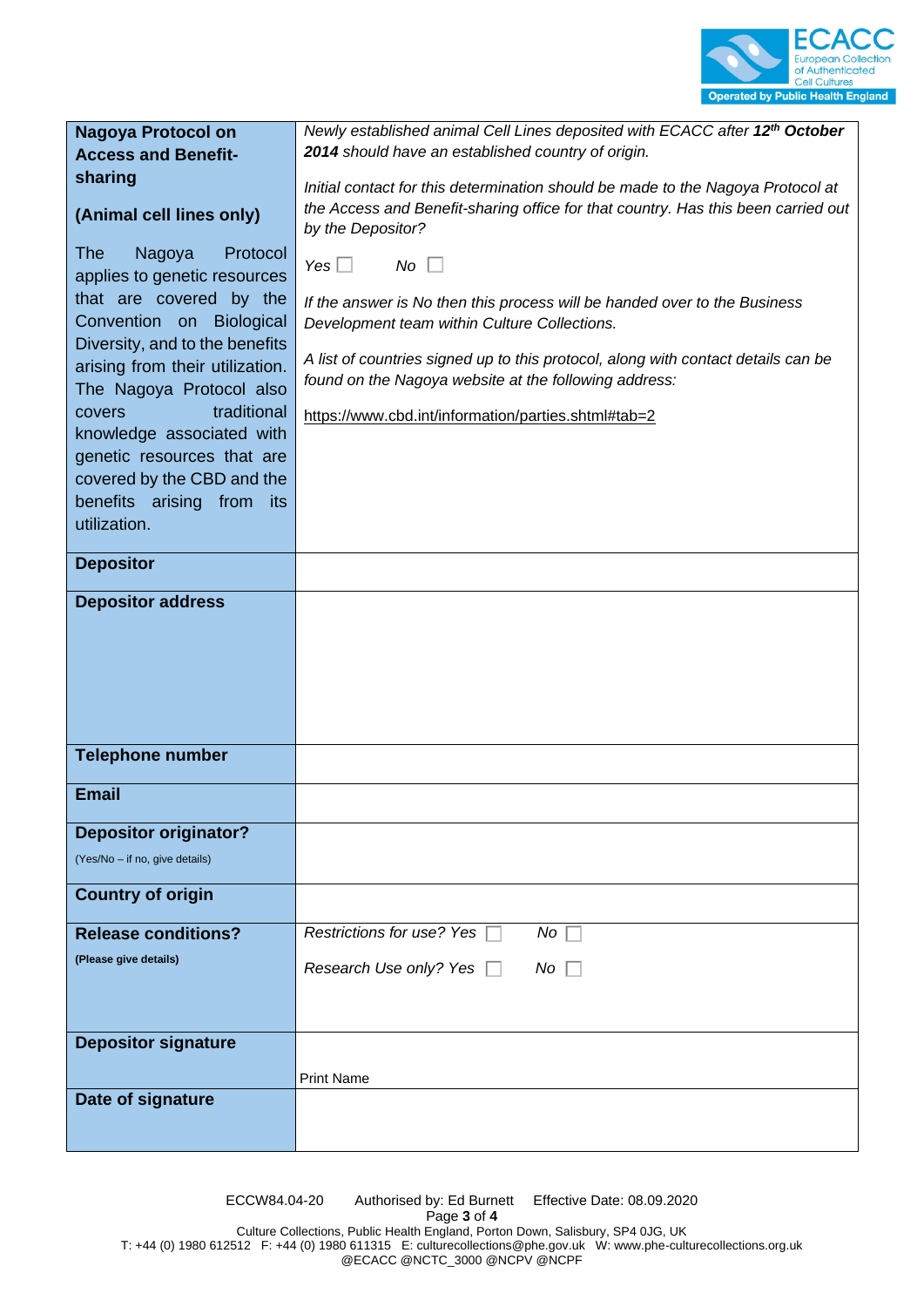| **Nagoya Protocol on Access and Benefit-sharing**<br><br>**(Animal cell lines only)**<br><br>The Nagoya Protocol applies to genetic resources that are covered by the Convention on Biological Diversity, and to the benefits arising from their utilization. The Nagoya Protocol also covers traditional knowledge associated with genetic resources that are covered by the CBD and the benefits arising from its utilization. | *Newly established animal Cell Lines deposited with ECACC after **12th October 2014** should have an established country of origin.*<br><br>*Initial contact for this determination should be made to the Nagoya Protocol at the Access and Benefit-sharing office for that country. Has this been carried out by the Depositor?*<br><br>*Yes* ☐ *No* ☐<br><br>*If the answer is No then this process will be handed over to the Business Development team within Culture Collections.*<br><br>*A list of countries signed up to this protocol, along with contact details can be found on the Nagoya website at the following address:*<br><br>https://www.cbd.int/information/parties.shtml#tab=2 |
|---|---|
| **Depositor** | |
| **Depositor address** | |
| **Telephone number** | |
| **Email** | |
| **Depositor originator?**<br>(Yes/No – if no, give details) | |
| **Country of origin** | |
| **Release conditions?**<br>**(Please give details)** | *Restrictions for use? Yes* ☐ *No* ☐<br><br>*Research Use only? Yes* ☐ *No* ☐ |
| **Depositor signature** | Print Name |
| **Date of signature** | |

ECCW84.04-20 Authorised by: Ed Burnett Effective Date: 08.09.2020

Culture Collections, Public Health England, Porton Down, Salisbury, SP4 0JG, UK
T: +44 (0) 1980 612512 F: +44 (0) 1980 611315 E: culturecollections@phe.gov.uk W: www.phe-culturecollections.org.uk
@ECACC @NCTC_3000 @NCPV @NCPF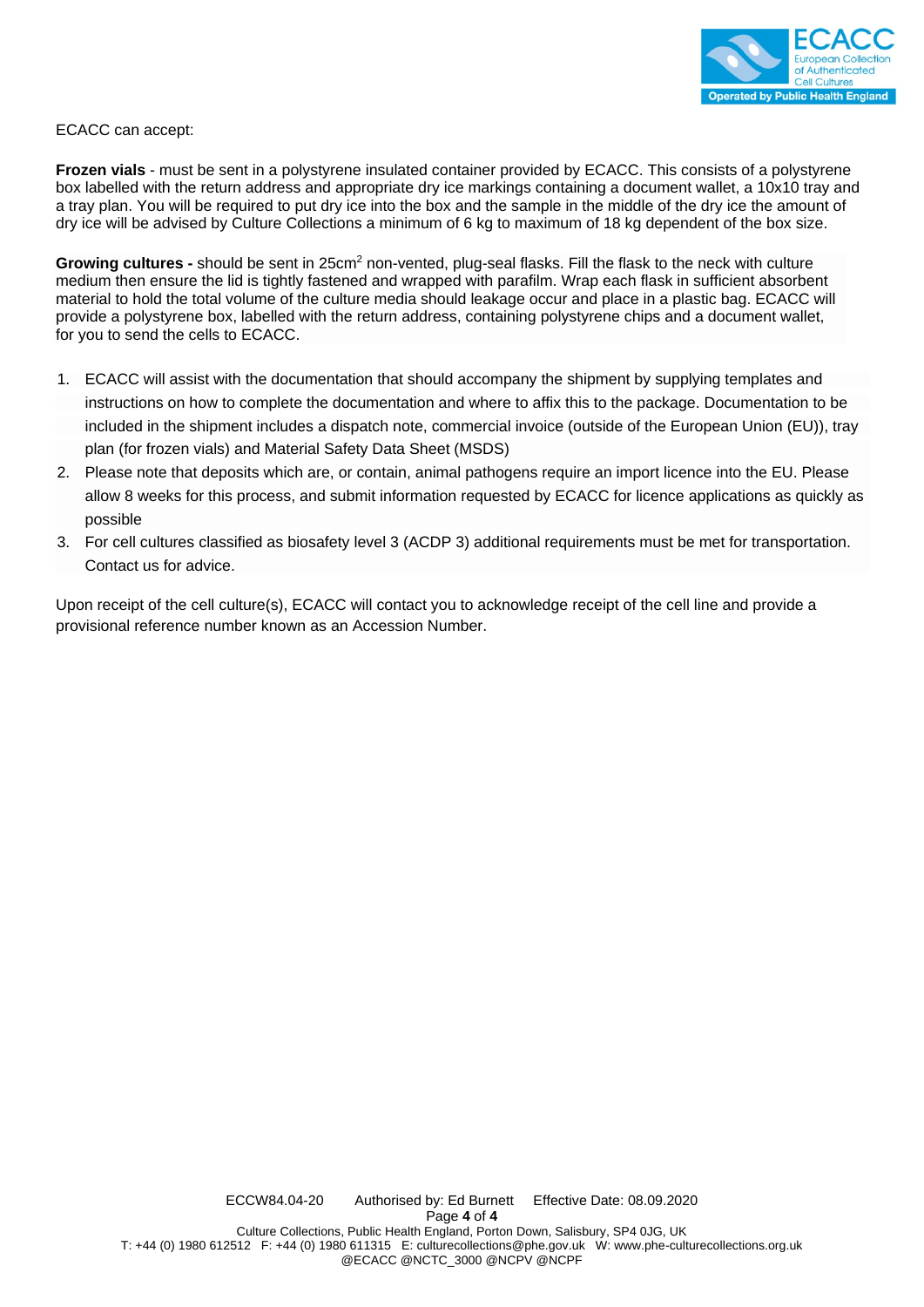ECACC can accept:

**Frozen vials** - must be sent in a polystyrene insulated container provided by ECACC. This consists of a polystyrene box labelled with the return address and appropriate dry ice markings containing a document wallet, a 10x10 tray and a tray plan. You will be required to put dry ice into the box and the sample in the middle of the dry ice the amount of dry ice will be advised by Culture Collections a minimum of 6 kg to maximum of 18 kg dependent of the box size.

**Growing cultures -** should be sent in 25cm$^2$ non-vented, plug-seal flasks. Fill the flask to the neck with culture medium then ensure the lid is tightly fastened and wrapped with parafilm. Wrap each flask in sufficient absorbent material to hold the total volume of the culture media should leakage occur and place in a plastic bag. ECACC will provide a polystyrene box, labelled with the return address, containing polystyrene chips and a document wallet, for you to send the cells to ECACC.

1. ECACC will assist with the documentation that should accompany the shipment by supplying templates and instructions on how to complete the documentation and where to affix this to the package. Documentation to be included in the shipment includes a dispatch note, commercial invoice (outside of the European Union (EU)), tray plan (for frozen vials) and Material Safety Data Sheet (MSDS)
2. Please note that deposits which are, or contain, animal pathogens require an import licence into the EU. Please allow 8 weeks for this process, and submit information requested by ECACC for licence applications as quickly as possible
3. For cell cultures classified as biosafety level 3 (ACDP 3) additional requirements must be met for transportation. Contact us for advice.

Upon receipt of the cell culture(s), ECACC will contact you to acknowledge receipt of the cell line and provide a provisional reference number known as an Accession Number.